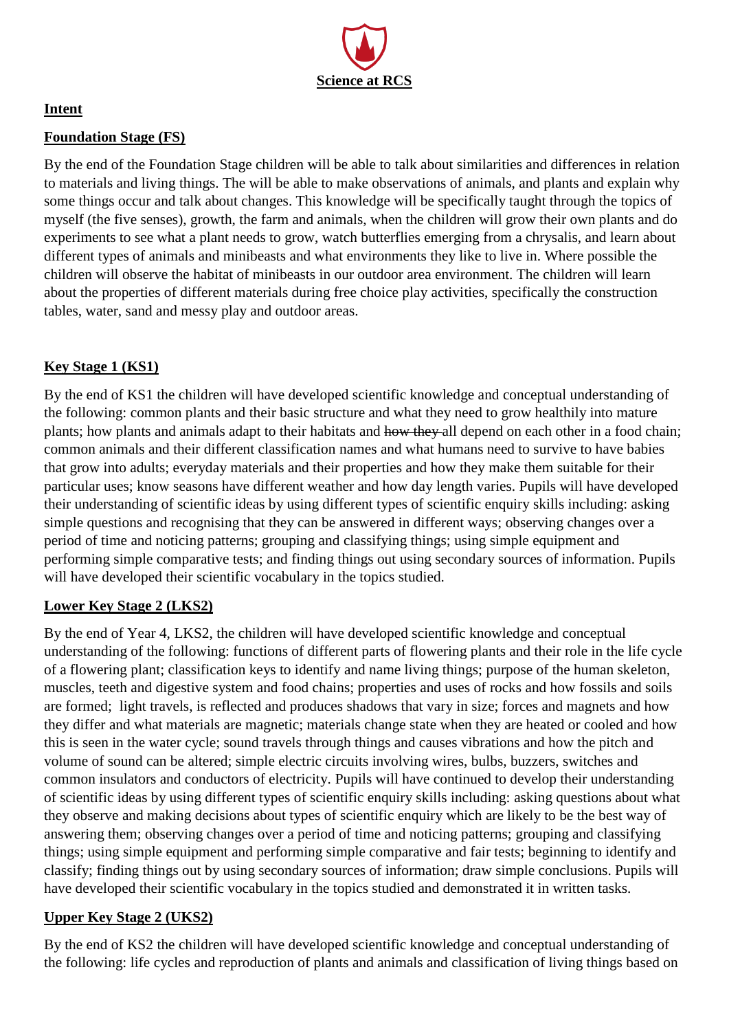# Science at RCS

## Intent

### Foundation Stage (FS)

By the end of the Foundation Stage children will be able to talk about similarities and differences in relation to materials and living things. The will be able to make observations of animals, and plants and explain why some things occur and talk about changes. This knowledge will be specifically taught through the topics of myself (the five senses), growth, the farm and animals, when the children will grow their own plants and do experiments to see what a plant needs to grow, watch butterflies emerging from a chrysalis, and learn about different types of animals and minibeasts and what environments they like to live in. Where possible the children will observe the habitat of minibeasts in our outdoor area environment. The children will learn about the properties of different materials during free choice play activities, specifically the construction tables, water, sand and messy play and outdoor areas.

### Key Stage 1 (KS1)

By the end of KS1 the children will have developed scientific knowledge and conceptual understanding of the following: common plants and their basic structure and what they need to grow healthily into mature plants; how plants and animals adapt to their habitats and ~~how they~~ all depend on each other in a food chain; common animals and their different classification names and what humans need to survive to have babies that grow into adults; everyday materials and their properties and how they make them suitable for their particular uses; know seasons have different weather and how day length varies. Pupils will have developed their understanding of scientific ideas by using different types of scientific enquiry skills including: asking simple questions and recognising that they can be answered in different ways; observing changes over a period of time and noticing patterns; grouping and classifying things; using simple equipment and performing simple comparative tests; and finding things out using secondary sources of information. Pupils will have developed their scientific vocabulary in the topics studied.

### Lower Key Stage 2 (LKS2)

By the end of Year 4, LKS2, the children will have developed scientific knowledge and conceptual understanding of the following: functions of different parts of flowering plants and their role in the life cycle of a flowering plant; classification keys to identify and name living things; purpose of the human skeleton, muscles, teeth and digestive system and food chains; properties and uses of rocks and how fossils and soils are formed; light travels, is reflected and produces shadows that vary in size; forces and magnets and how they differ and what materials are magnetic; materials change state when they are heated or cooled and how this is seen in the water cycle; sound travels through things and causes vibrations and how the pitch and volume of sound can be altered; simple electric circuits involving wires, bulbs, buzzers, switches and common insulators and conductors of electricity. Pupils will have continued to develop their understanding of scientific ideas by using different types of scientific enquiry skills including: asking questions about what they observe and making decisions about types of scientific enquiry which are likely to be the best way of answering them; observing changes over a period of time and noticing patterns; grouping and classifying things; using simple equipment and performing simple comparative and fair tests; beginning to identify and classify; finding things out by using secondary sources of information; draw simple conclusions. Pupils will have developed their scientific vocabulary in the topics studied and demonstrated it in written tasks.

### Upper Key Stage 2 (UKS2)

By the end of KS2 the children will have developed scientific knowledge and conceptual understanding of the following: life cycles and reproduction of plants and animals and classification of living things based on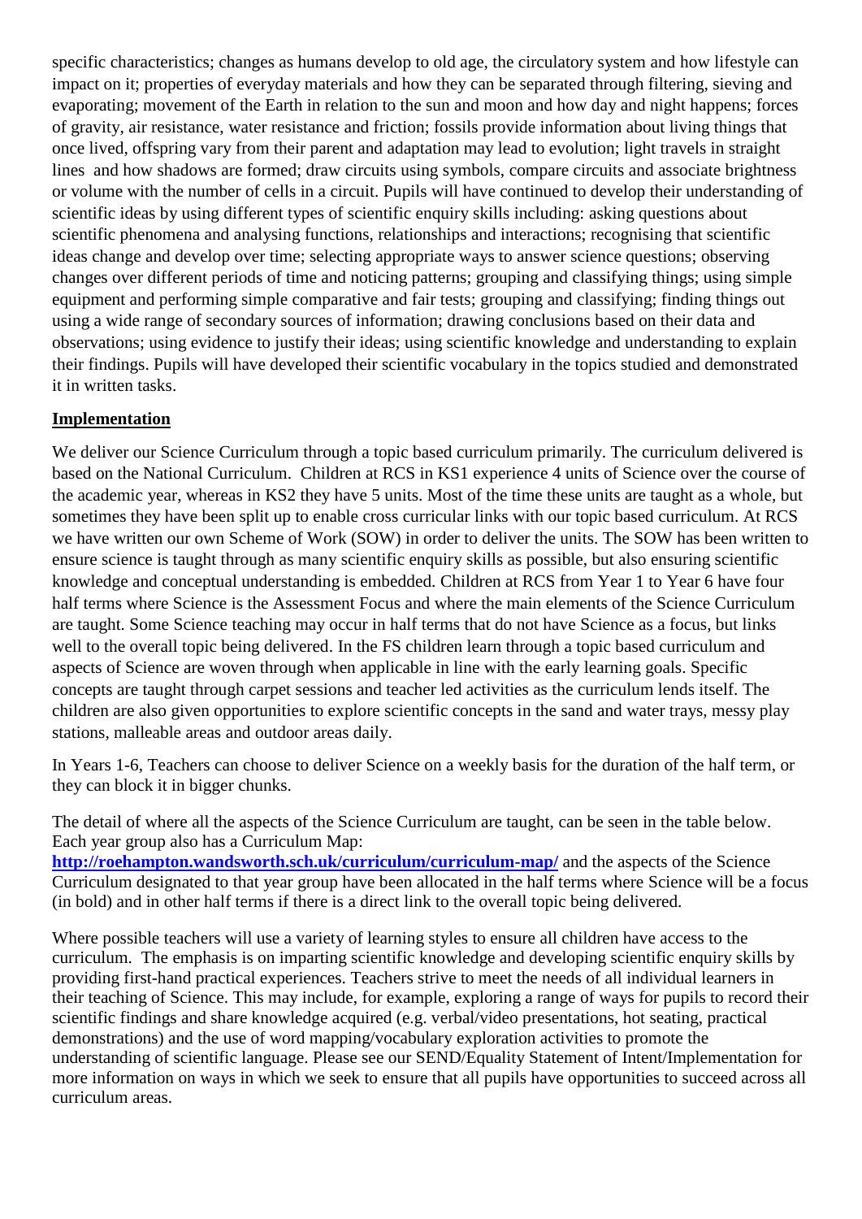specific characteristics; changes as humans develop to old age, the circulatory system and how lifestyle can impact on it; properties of everyday materials and how they can be separated through filtering, sieving and evaporating; movement of the Earth in relation to the sun and moon and how day and night happens; forces of gravity, air resistance, water resistance and friction; fossils provide information about living things that once lived, offspring vary from their parent and adaptation may lead to evolution; light travels in straight lines and how shadows are formed; draw circuits using symbols, compare circuits and associate brightness or volume with the number of cells in a circuit. Pupils will have continued to develop their understanding of scientific ideas by using different types of scientific enquiry skills including: asking questions about scientific phenomena and analysing functions, relationships and interactions; recognising that scientific ideas change and develop over time; selecting appropriate ways to answer science questions; observing changes over different periods of time and noticing patterns; grouping and classifying things; using simple equipment and performing simple comparative and fair tests; grouping and classifying; finding things out using a wide range of secondary sources of information; drawing conclusions based on their data and observations; using evidence to justify their ideas; using scientific knowledge and understanding to explain their findings. Pupils will have developed their scientific vocabulary in the topics studied and demonstrated it in written tasks.

**Implementation**

We deliver our Science Curriculum through a topic based curriculum primarily. The curriculum delivered is based on the National Curriculum. Children at RCS in KS1 experience 4 units of Science over the course of the academic year, whereas in KS2 they have 5 units. Most of the time these units are taught as a whole, but sometimes they have been split up to enable cross curricular links with our topic based curriculum. At RCS we have written our own Scheme of Work (SOW) in order to deliver the units. The SOW has been written to ensure science is taught through as many scientific enquiry skills as possible, but also ensuring scientific knowledge and conceptual understanding is embedded. Children at RCS from Year 1 to Year 6 have four half terms where Science is the Assessment Focus and where the main elements of the Science Curriculum are taught. Some Science teaching may occur in half terms that do not have Science as a focus, but links well to the overall topic being delivered. In the FS children learn through a topic based curriculum and aspects of Science are woven through when applicable in line with the early learning goals. Specific concepts are taught through carpet sessions and teacher led activities as the curriculum lends itself. The children are also given opportunities to explore scientific concepts in the sand and water trays, messy play stations, malleable areas and outdoor areas daily.

In Years 1-6, Teachers can choose to deliver Science on a weekly basis for the duration of the half term, or they can block it in bigger chunks.

The detail of where all the aspects of the Science Curriculum are taught, can be seen in the table below. Each year group also has a Curriculum Map: **http://roehampton.wandsworth.sch.uk/curriculum/curriculum-map/** and the aspects of the Science Curriculum designated to that year group have been allocated in the half terms where Science will be a focus (in bold) and in other half terms if there is a direct link to the overall topic being delivered.

Where possible teachers will use a variety of learning styles to ensure all children have access to the curriculum. The emphasis is on imparting scientific knowledge and developing scientific enquiry skills by providing first-hand practical experiences. Teachers strive to meet the needs of all individual learners in their teaching of Science. This may include, for example, exploring a range of ways for pupils to record their scientific findings and share knowledge acquired (e.g. verbal/video presentations, hot seating, practical demonstrations) and the use of word mapping/vocabulary exploration activities to promote the understanding of scientific language. Please see our SEND/Equality Statement of Intent/Implementation for more information on ways in which we seek to ensure that all pupils have opportunities to succeed across all curriculum areas.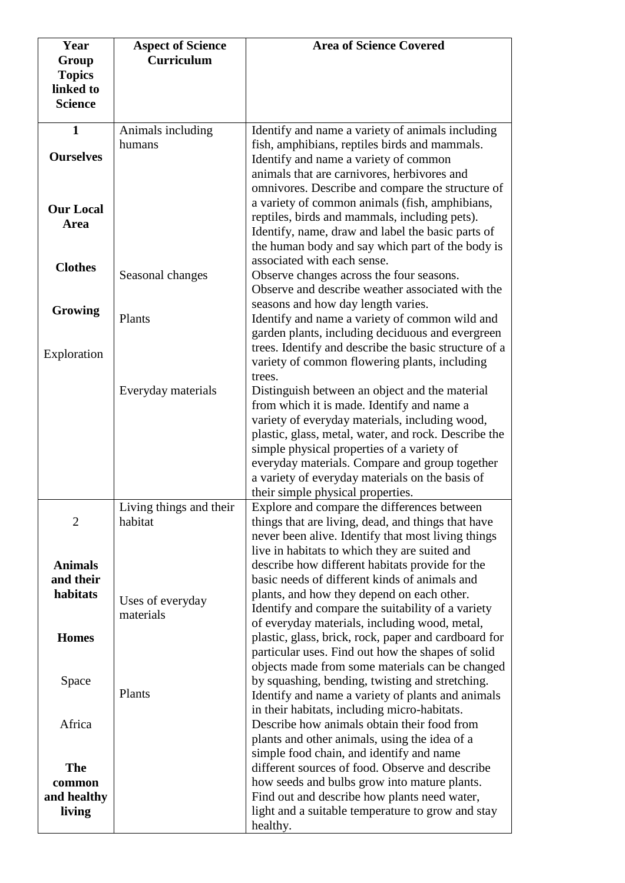| **Year Group Topics linked to Science** | **Aspect of Science Curriculum** | **Area of Science Covered** |
|---|---|---|
| **1**<br><br>**Ourselves**<br><br>**Our Local Area**<br><br>**Clothes**<br><br>**Growing**<br><br>Exploration | Animals including humans<br><br>Seasonal changes<br><br>Plants<br><br>Everyday materials | Identify and name a variety of animals including fish, amphibians, reptiles birds and mammals. Identify and name a variety of common animals that are carnivores, herbivores and omnivores. Describe and compare the structure of a variety of common animals (fish, amphibians, reptiles, birds and mammals, including pets). Identify, name, draw and label the basic parts of the human body and say which part of the body is associated with each sense.<br>Observe changes across the four seasons. Observe and describe weather associated with the seasons and how day length varies.<br>Identify and name a variety of common wild and garden plants, including deciduous and evergreen trees. Identify and describe the basic structure of a variety of common flowering plants, including trees.<br>Distinguish between an object and the material from which it is made. Identify and name a variety of everyday materials, including wood, plastic, glass, metal, water, and rock. Describe the simple physical properties of a variety of everyday materials. Compare and group together a variety of everyday materials on the basis of their simple physical properties. |
| 2<br><br>**Animals and their habitats**<br><br>**Homes**<br><br>Space<br><br>Africa<br><br>**The common and healthy living** | Living things and their habitat<br><br>Uses of everyday materials<br><br>Plants | Explore and compare the differences between things that are living, dead, and things that have never been alive. Identify that most living things live in habitats to which they are suited and describe how different habitats provide for the basic needs of different kinds of animals and plants, and how they depend on each other.<br>Identify and compare the suitability of a variety of everyday materials, including wood, metal, plastic, glass, brick, rock, paper and cardboard for particular uses. Find out how the shapes of solid objects made from some materials can be changed by squashing, bending, twisting and stretching.<br>Identify and name a variety of plants and animals in their habitats, including micro-habitats. Describe how animals obtain their food from plants and other animals, using the idea of a simple food chain, and identify and name different sources of food. Observe and describe how seeds and bulbs grow into mature plants. Find out and describe how plants need water, light and a suitable temperature to grow and stay healthy. |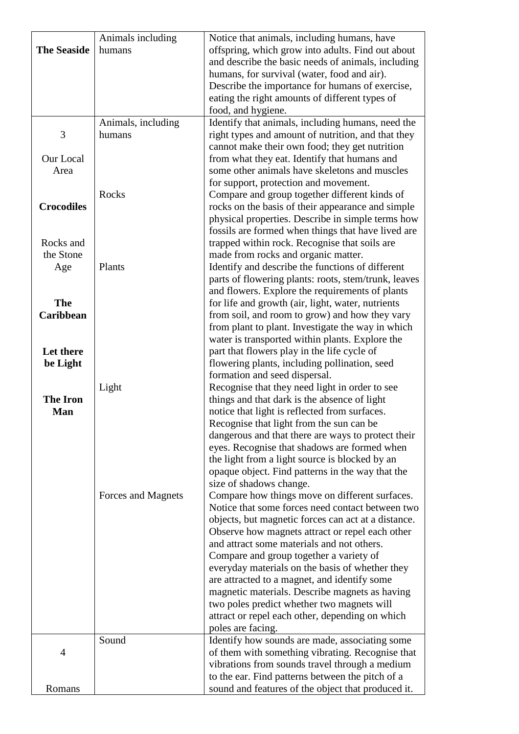| | | |
|---|---|---|
| **The Seaside** | Animals including humans | Notice that animals, including humans, have offspring, which grow into adults. Find out about and describe the basic needs of animals, including humans, for survival (water, food and air). Describe the importance for humans of exercise, eating the right amounts of different types of food, and hygiene. |
| 3<br><br>Our Local Area<br><br>**Crocodiles**<br><br>Rocks and the Stone Age<br><br>**The Caribbean**<br><br>**Let there be Light**<br><br>**The Iron Man** | Animals, including humans<br><br>Rocks<br><br>Plants<br><br>Light<br><br>Forces and Magnets | Identify that animals, including humans, need the right types and amount of nutrition, and that they cannot make their own food; they get nutrition from what they eat. Identify that humans and some other animals have skeletons and muscles for support, protection and movement.<br>Compare and group together different kinds of rocks on the basis of their appearance and simple physical properties. Describe in simple terms how fossils are formed when things that have lived are trapped within rock. Recognise that soils are made from rocks and organic matter.<br>Identify and describe the functions of different parts of flowering plants: roots, stem/trunk, leaves and flowers. Explore the requirements of plants for life and growth (air, light, water, nutrients from soil, and room to grow) and how they vary from plant to plant. Investigate the way in which water is transported within plants. Explore the part that flowers play in the life cycle of flowering plants, including pollination, seed formation and seed dispersal.<br>Recognise that they need light in order to see things and that dark is the absence of light notice that light is reflected from surfaces. Recognise that light from the sun can be dangerous and that there are ways to protect their eyes. Recognise that shadows are formed when the light from a light source is blocked by an opaque object. Find patterns in the way that the size of shadows change.<br>Compare how things move on different surfaces. Notice that some forces need contact between two objects, but magnetic forces can act at a distance. Observe how magnets attract or repel each other and attract some materials and not others. Compare and group together a variety of everyday materials on the basis of whether they are attracted to a magnet, and identify some magnetic materials. Describe magnets as having two poles predict whether two magnets will attract or repel each other, depending on which poles are facing. |
| 4<br><br>Romans | Sound | Identify how sounds are made, associating some of them with something vibrating. Recognise that vibrations from sounds travel through a medium to the ear. Find patterns between the pitch of a sound and features of the object that produced it. |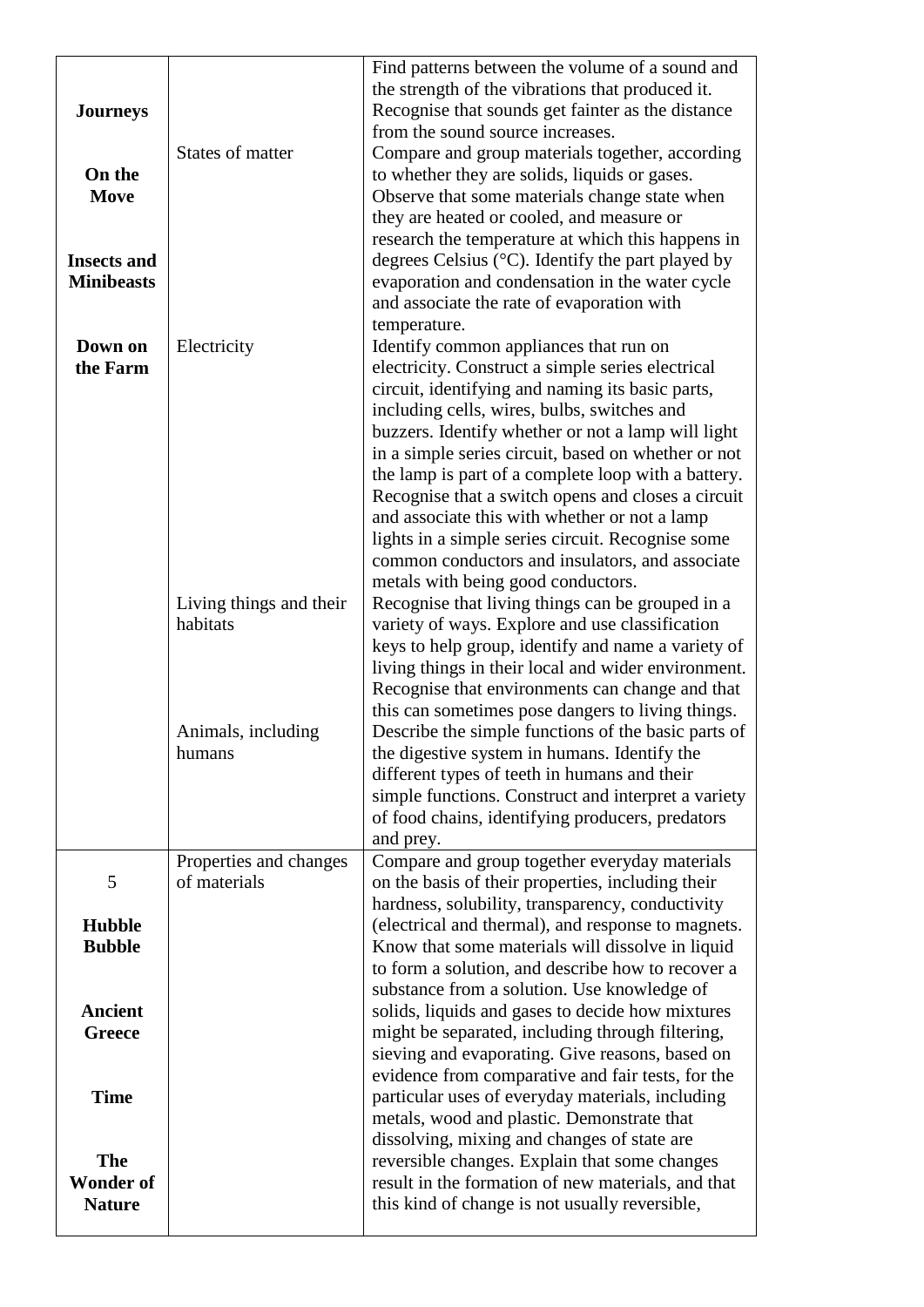| | | |
|---|---|---|
| **Journeys**<br><br>**On the Move**<br><br>**Insects and Minibeasts**<br><br>**Down on the Farm** | | Find patterns between the volume of a sound and the strength of the vibrations that produced it. Recognise that sounds get fainter as the distance from the sound source increases. |
| | States of matter | Compare and group materials together, according to whether they are solids, liquids or gases. Observe that some materials change state when they are heated or cooled, and measure or research the temperature at which this happens in degrees Celsius (°C). Identify the part played by evaporation and condensation in the water cycle and associate the rate of evaporation with temperature. |
| | Electricity | Identify common appliances that run on electricity. Construct a simple series electrical circuit, identifying and naming its basic parts, including cells, wires, bulbs, switches and buzzers. Identify whether or not a lamp will light in a simple series circuit, based on whether or not the lamp is part of a complete loop with a battery. Recognise that a switch opens and closes a circuit and associate this with whether or not a lamp lights in a simple series circuit. Recognise some common conductors and insulators, and associate metals with being good conductors. |
| | Living things and their habitats | Recognise that living things can be grouped in a variety of ways. Explore and use classification keys to help group, identify and name a variety of living things in their local and wider environment. Recognise that environments can change and that this can sometimes pose dangers to living things. |
| | Animals, including humans | Describe the simple functions of the basic parts of the digestive system in humans. Identify the different types of teeth in humans and their simple functions. Construct and interpret a variety of food chains, identifying producers, predators and prey. |
| 5<br><br>**Hubble Bubble**<br><br>**Ancient Greece**<br><br>**Time**<br><br>**The Wonder of Nature** | Properties and changes of materials | Compare and group together everyday materials on the basis of their properties, including their hardness, solubility, transparency, conductivity (electrical and thermal), and response to magnets. Know that some materials will dissolve in liquid to form a solution, and describe how to recover a substance from a solution. Use knowledge of solids, liquids and gases to decide how mixtures might be separated, including through filtering, sieving and evaporating. Give reasons, based on evidence from comparative and fair tests, for the particular uses of everyday materials, including metals, wood and plastic. Demonstrate that dissolving, mixing and changes of state are reversible changes. Explain that some changes result in the formation of new materials, and that this kind of change is not usually reversible, |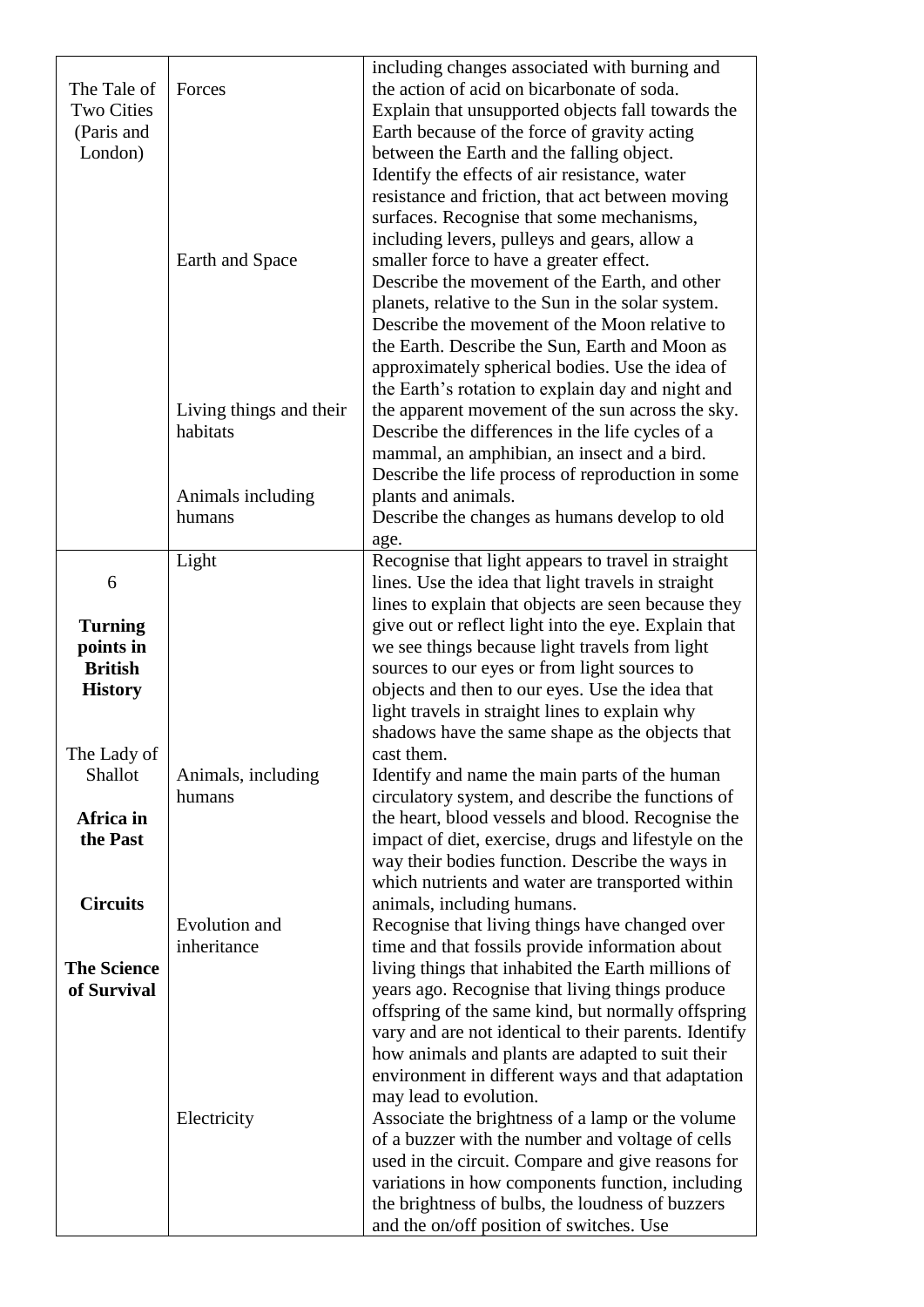| | | |
|---|---|---|
| The Tale of Two Cities (Paris and London) | Forces<br><br>Earth and Space<br><br>Living things and their habitats<br><br>Animals including humans | including changes associated with burning and the action of acid on bicarbonate of soda. Explain that unsupported objects fall towards the Earth because of the force of gravity acting between the Earth and the falling object. Identify the effects of air resistance, water resistance and friction, that act between moving surfaces. Recognise that some mechanisms, including levers, pulleys and gears, allow a smaller force to have a greater effect. Describe the movement of the Earth, and other planets, relative to the Sun in the solar system. Describe the movement of the Moon relative to the Earth. Describe the Sun, Earth and Moon as approximately spherical bodies. Use the idea of the Earth's rotation to explain day and night and the apparent movement of the sun across the sky. Describe the differences in the life cycles of a mammal, an amphibian, an insect and a bird. Describe the life process of reproduction in some plants and animals. Describe the changes as humans develop to old age. |
| 6<br><br>**Turning points in British History**<br><br>The Lady of Shallot<br><br>**Africa in the Past**<br><br>**Circuits**<br><br>**The Science of Survival** | Light<br><br>Animals, including humans<br><br>Evolution and inheritance<br><br>Electricity | Recognise that light appears to travel in straight lines. Use the idea that light travels in straight lines to explain that objects are seen because they give out or reflect light into the eye. Explain that we see things because light travels from light sources to our eyes or from light sources to objects and then to our eyes. Use the idea that light travels in straight lines to explain why shadows have the same shape as the objects that cast them. Identify and name the main parts of the human circulatory system, and describe the functions of the heart, blood vessels and blood. Recognise the impact of diet, exercise, drugs and lifestyle on the way their bodies function. Describe the ways in which nutrients and water are transported within animals, including humans. Recognise that living things have changed over time and that fossils provide information about living things that inhabited the Earth millions of years ago. Recognise that living things produce offspring of the same kind, but normally offspring vary and are not identical to their parents. Identify how animals and plants are adapted to suit their environment in different ways and that adaptation may lead to evolution. Associate the brightness of a lamp or the volume of a buzzer with the number and voltage of cells used in the circuit. Compare and give reasons for variations in how components function, including the brightness of bulbs, the loudness of buzzers and the on/off position of switches. Use |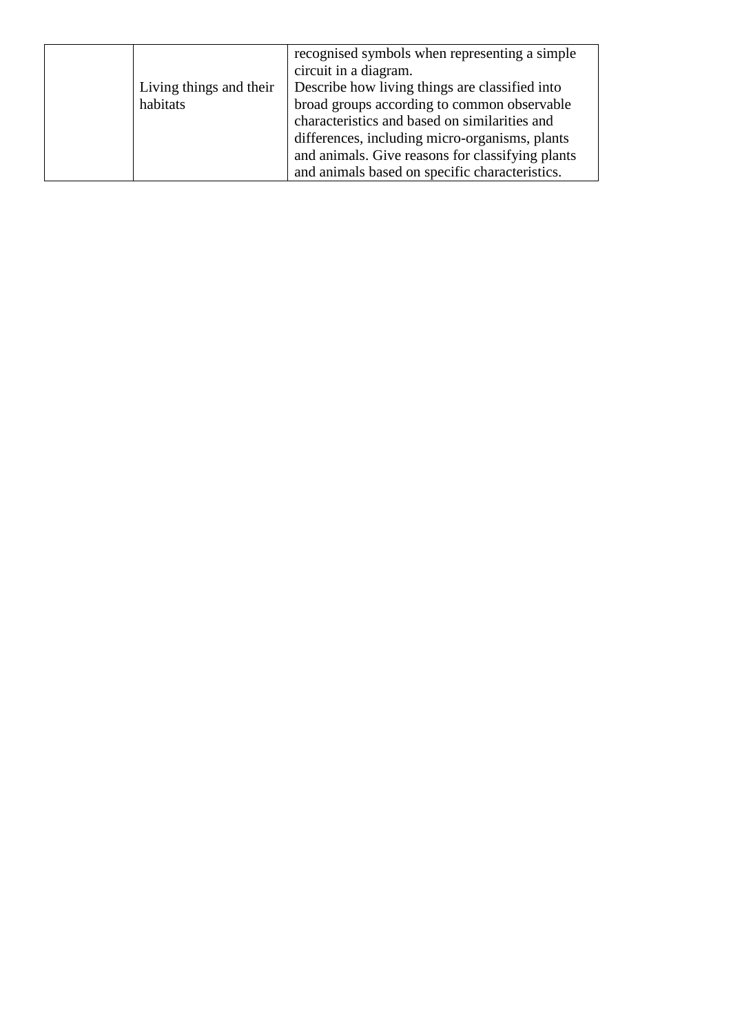| | | |
|---|---|---|
| | | recognised symbols when representing a simple circuit in a diagram. |
| | Living things and their habitats | Describe how living things are classified into broad groups according to common observable characteristics and based on similarities and differences, including micro-organisms, plants and animals. Give reasons for classifying plants and animals based on specific characteristics. |